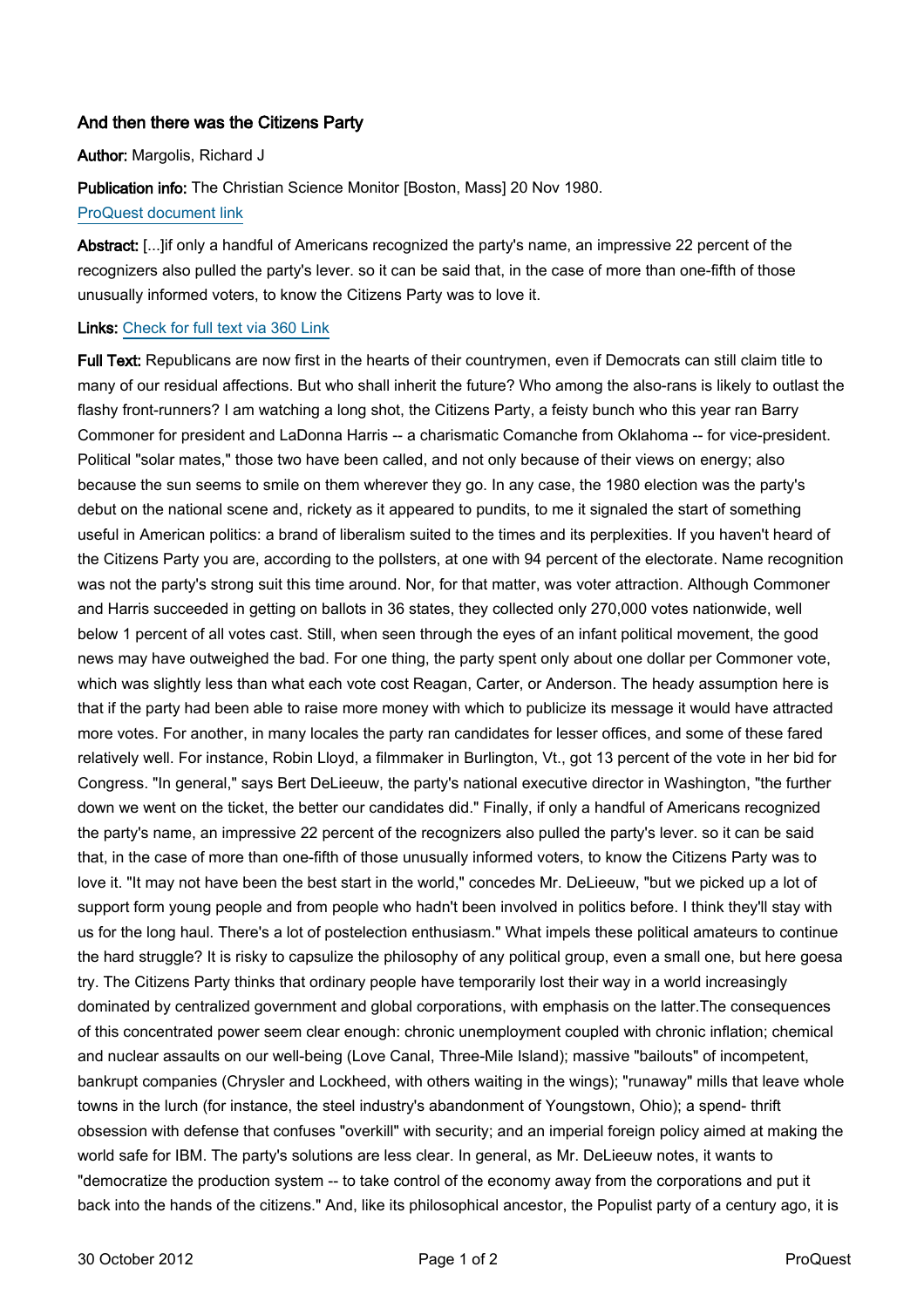## And then there was the Citizens Party

**Author:** Margolis, Richard J

**Publication info:** The Christian Science Monitor [Boston, Mass] 20 Nov 1980.

ProQuest document link

**Abstract:** [...]if only a handful of Americans recognized the party's name, an impressive 22 percent of the recognizers also pulled the party's lever. so it can be said that, in the case of more than one-fifth of those unusually informed voters, to know the Citizens Party was to love it.

**Links:** Check for full text via 360 Link

**Full Text:** Republicans are now first in the hearts of their countrymen, even if Democrats can still claim title to many of our residual affections. But who shall inherit the future? Who among the also-rans is likely to outlast the flashy front-runners? I am watching a long shot, the Citizens Party, a feisty bunch who this year ran Barry Commoner for president and LaDonna Harris -- a charismatic Comanche from Oklahoma -- for vice-president. Political "solar mates," those two have been called, and not only because of their views on energy; also because the sun seems to smile on them wherever they go. In any case, the 1980 election was the party's debut on the national scene and, rickety as it appeared to pundits, to me it signaled the start of something useful in American politics: a brand of liberalism suited to the times and its perplexities. If you haven't heard of the Citizens Party you are, according to the pollsters, at one with 94 percent of the electorate. Name recognition was not the party's strong suit this time around. Nor, for that matter, was voter attraction. Although Commoner and Harris succeeded in getting on ballots in 36 states, they collected only 270,000 votes nationwide, well below 1 percent of all votes cast. Still, when seen through the eyes of an infant political movement, the good news may have outweighed the bad. For one thing, the party spent only about one dollar per Commoner vote, which was slightly less than what each vote cost Reagan, Carter, or Anderson. The heady assumption here is that if the party had been able to raise more money with which to publicize its message it would have attracted more votes. For another, in many locales the party ran candidates for lesser offices, and some of these fared relatively well. For instance, Robin Lloyd, a filmmaker in Burlington, Vt., got 13 percent of the vote in her bid for Congress. "In general," says Bert DeLieeuw, the party's national executive director in Washington, "the further down we went on the ticket, the better our candidates did." Finally, if only a handful of Americans recognized the party's name, an impressive 22 percent of the recognizers also pulled the party's lever. so it can be said that, in the case of more than one-fifth of those unusually informed voters, to know the Citizens Party was to love it. "It may not have been the best start in the world," concedes Mr. DeLieeuw, "but we picked up a lot of support form young people and from people who hadn't been involved in politics before. I think they'll stay with us for the long haul. There's a lot of postelection enthusiasm." What impels these political amateurs to continue the hard struggle? It is risky to capsulize the philosophy of any political group, even a small one, but here goesa try. The Citizens Party thinks that ordinary people have temporarily lost their way in a world increasingly dominated by centralized government and global corporations, with emphasis on the latter.The consequences of this concentrated power seem clear enough: chronic unemployment coupled with chronic inflation; chemical and nuclear assaults on our well-being (Love Canal, Three-Mile Island); massive "bailouts" of incompetent, bankrupt companies (Chrysler and Lockheed, with others waiting in the wings); "runaway" mills that leave whole towns in the lurch (for instance, the steel industry's abandonment of Youngstown, Ohio); a spend- thrift obsession with defense that confuses "overkill" with security; and an imperial foreign policy aimed at making the world safe for IBM. The party's solutions are less clear. In general, as Mr. DeLieeuw notes, it wants to "democratize the production system -- to take control of the economy away from the corporations and put it back into the hands of the citizens." And, like its philosophical ancestor, the Populist party of a century ago, it is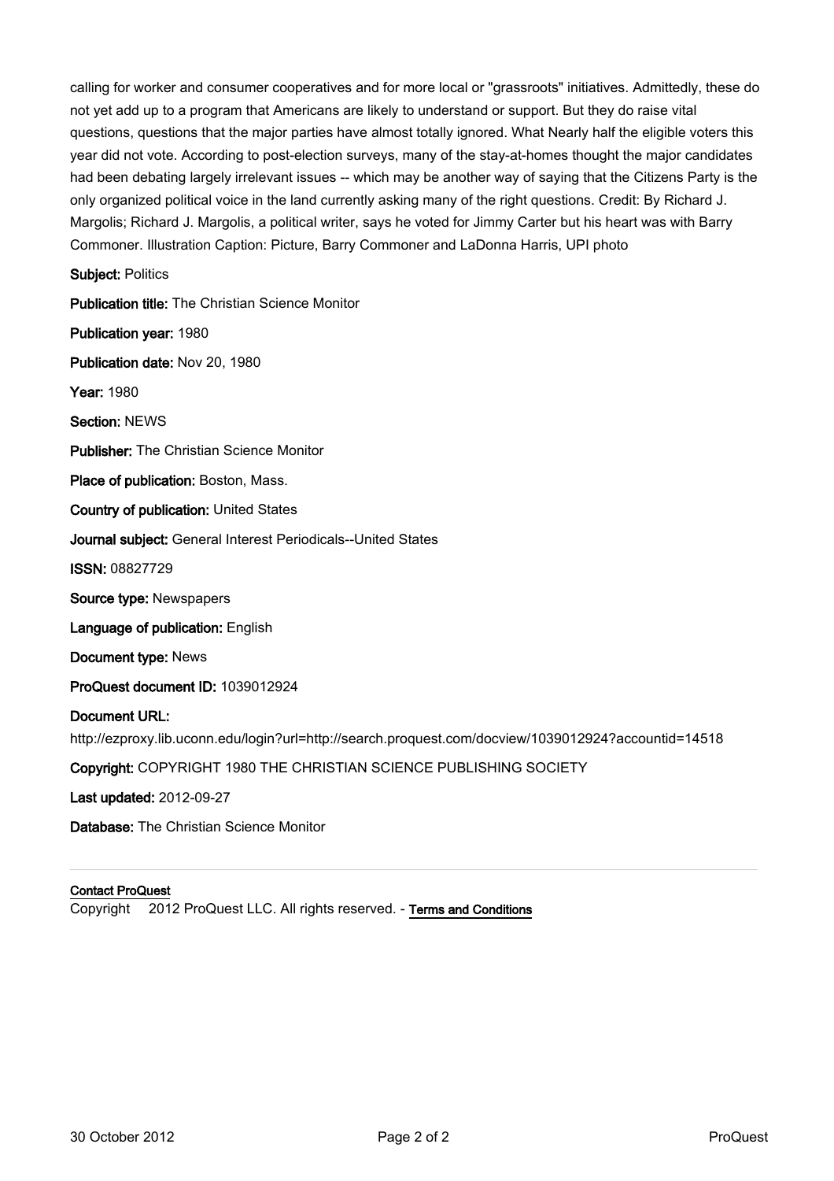calling for worker and consumer cooperatives and for more local or "grassroots" initiatives. Admittedly, these do not yet add up to a program that Americans are likely to understand or support. But they do raise vital questions, questions that the major parties have almost totally ignored. What Nearly half the eligible voters this year did not vote. According to post-election surveys, many of the stay-at-homes thought the major candidates had been debating largely irrelevant issues -- which may be another way of saying that the Citizens Party is the only organized political voice in the land currently asking many of the right questions. Credit: By Richard J. Margolis; Richard J. Margolis, a political writer, says he voted for Jimmy Carter but his heart was with Barry Commoner. Illustration Caption: Picture, Barry Commoner and LaDonna Harris, UPI photo

**Subject:** Politics

**Publication title:** The Christian Science Monitor

**Publication year:** 1980

**Publication date:** Nov 20, 1980

**Year:** 1980

**Section:** NEWS

**Publisher:** The Christian Science Monitor

**Place of publication:** Boston, Mass.

**Country of publication:** United States

**Journal subject:** General Interest Periodicals--United States

**ISSN:** 08827729

**Source type:** Newspapers

**Language of publication:** English

**Document type:** News

**ProQuest document ID:** 1039012924

**Document URL:** http://ezproxy.lib.uconn.edu/login?url=http://search.proquest.com/docview/1039012924?accountid=14518

**Copyright:** COPYRIGHT 1980 THE CHRISTIAN SCIENCE PUBLISHING SOCIETY

**Last updated:** 2012-09-27

**Database:** The Christian Science Monitor

---

Contact ProQuest

Copyright 2012 ProQuest LLC. All rights reserved. - Terms and Conditions